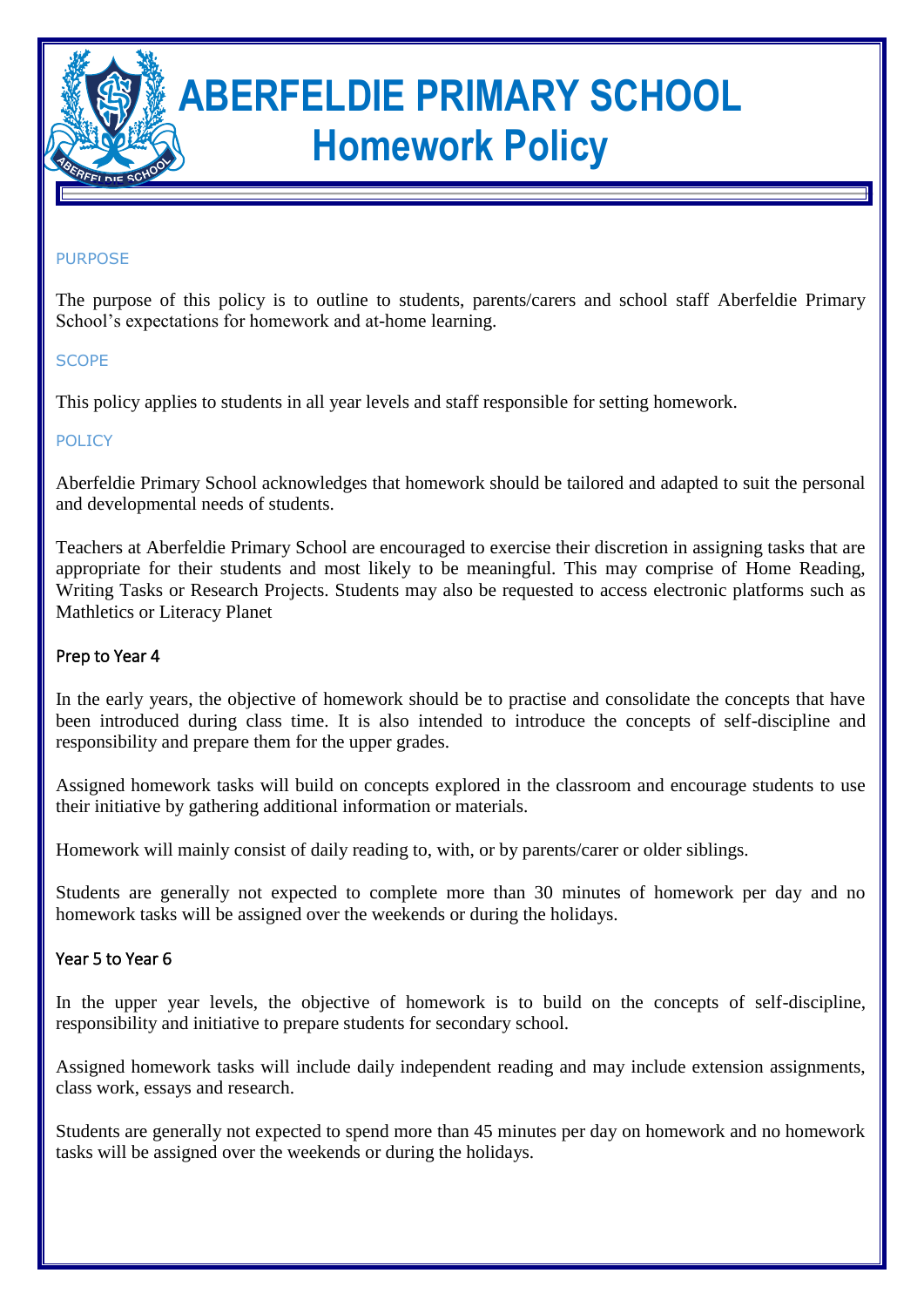# ABERFELDIE PRIMARY SCHOOL
## Homework Policy

### PURPOSE

The purpose of this policy is to outline to students, parents/carers and school staff Aberfeldie Primary School's expectations for homework and at-home learning.

### SCOPE

This policy applies to students in all year levels and staff responsible for setting homework.

### POLICY

Aberfeldie Primary School acknowledges that homework should be tailored and adapted to suit the personal and developmental needs of students.

Teachers at Aberfeldie Primary School are encouraged to exercise their discretion in assigning tasks that are appropriate for their students and most likely to be meaningful. This may comprise of Home Reading, Writing Tasks or Research Projects. Students may also be requested to access electronic platforms such as Mathletics or Literacy Planet

#### Prep to Year 4

In the early years, the objective of homework should be to practise and consolidate the concepts that have been introduced during class time. It is also intended to introduce the concepts of self-discipline and responsibility and prepare them for the upper grades.

Assigned homework tasks will build on concepts explored in the classroom and encourage students to use their initiative by gathering additional information or materials.

Homework will mainly consist of daily reading to, with, or by parents/carer or older siblings.

Students are generally not expected to complete more than 30 minutes of homework per day and no homework tasks will be assigned over the weekends or during the holidays.

#### Year 5 to Year 6

In the upper year levels, the objective of homework is to build on the concepts of self-discipline, responsibility and initiative to prepare students for secondary school.

Assigned homework tasks will include daily independent reading and may include extension assignments, class work, essays and research.

Students are generally not expected to spend more than 45 minutes per day on homework and no homework tasks will be assigned over the weekends or during the holidays.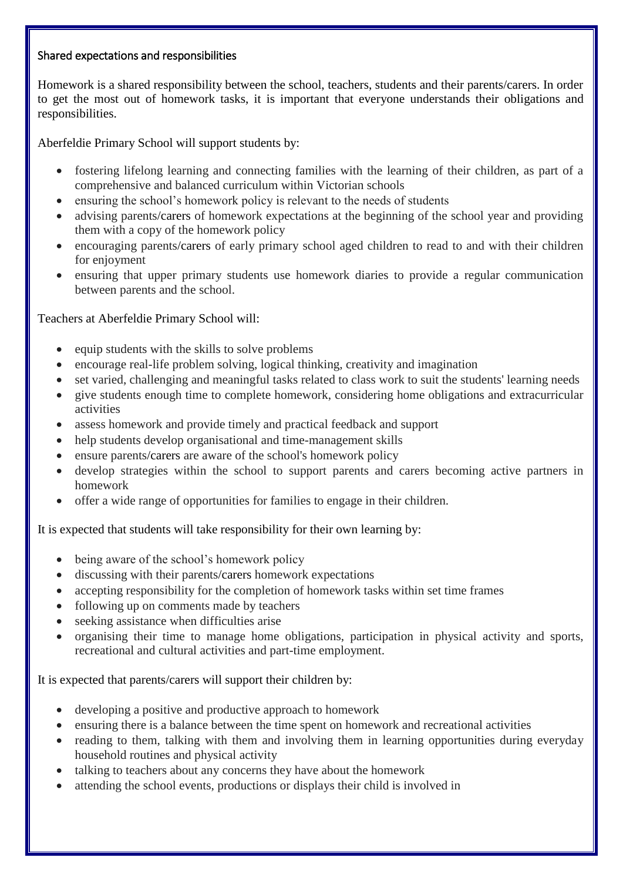## Shared expectations and responsibilities

Homework is a shared responsibility between the school, teachers, students and their parents/carers. In order to get the most out of homework tasks, it is important that everyone understands their obligations and responsibilities.

Aberfeldie Primary School will support students by:

- fostering lifelong learning and connecting families with the learning of their children, as part of a comprehensive and balanced curriculum within Victorian schools
- ensuring the school's homework policy is relevant to the needs of students
- advising parents/carers of homework expectations at the beginning of the school year and providing them with a copy of the homework policy
- encouraging parents/carers of early primary school aged children to read to and with their children for enjoyment
- ensuring that upper primary students use homework diaries to provide a regular communication between parents and the school.

Teachers at Aberfeldie Primary School will:

- equip students with the skills to solve problems
- encourage real-life problem solving, logical thinking, creativity and imagination
- set varied, challenging and meaningful tasks related to class work to suit the students' learning needs
- give students enough time to complete homework, considering home obligations and extracurricular activities
- assess homework and provide timely and practical feedback and support
- help students develop organisational and time-management skills
- ensure parents/carers are aware of the school's homework policy
- develop strategies within the school to support parents and carers becoming active partners in homework
- offer a wide range of opportunities for families to engage in their children.

It is expected that students will take responsibility for their own learning by:

- being aware of the school's homework policy
- discussing with their parents/carers homework expectations
- accepting responsibility for the completion of homework tasks within set time frames
- following up on comments made by teachers
- seeking assistance when difficulties arise
- organising their time to manage home obligations, participation in physical activity and sports, recreational and cultural activities and part-time employment.

It is expected that parents/carers will support their children by:

- developing a positive and productive approach to homework
- ensuring there is a balance between the time spent on homework and recreational activities
- reading to them, talking with them and involving them in learning opportunities during everyday household routines and physical activity
- talking to teachers about any concerns they have about the homework
- attending the school events, productions or displays their child is involved in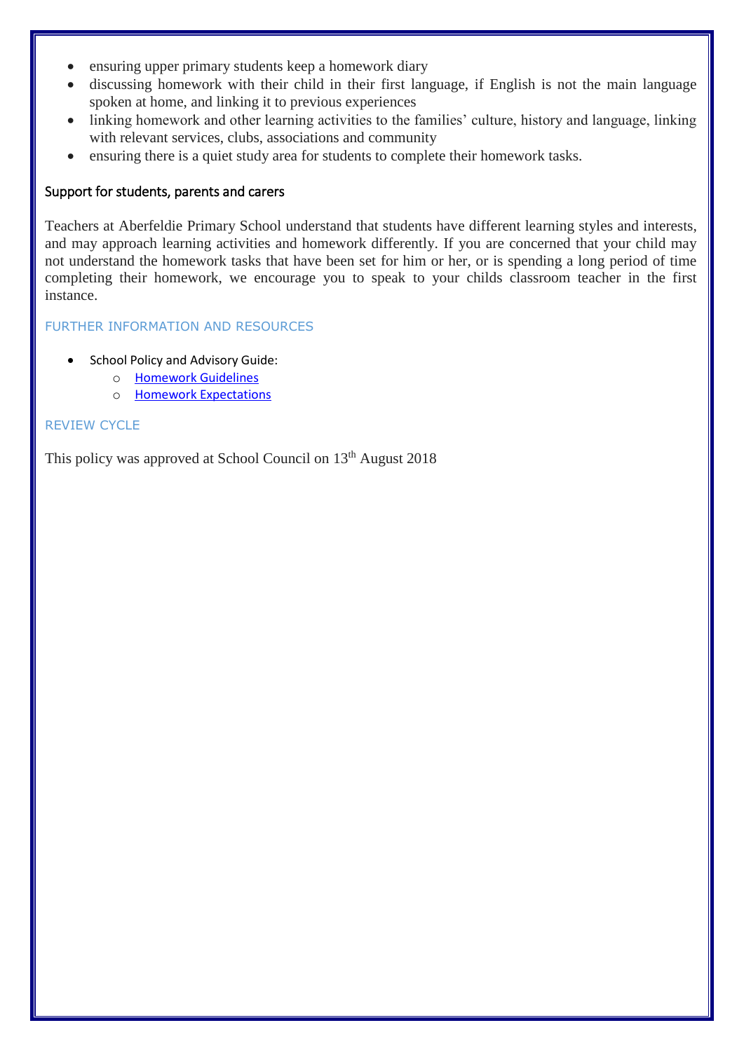- ensuring upper primary students keep a homework diary
- discussing homework with their child in their first language, if English is not the main language spoken at home, and linking it to previous experiences
- linking homework and other learning activities to the families' culture, history and language, linking with relevant services, clubs, associations and community
- ensuring there is a quiet study area for students to complete their homework tasks.

### Support for students, parents and carers

Teachers at Aberfeldie Primary School understand that students have different learning styles and interests, and may approach learning activities and homework differently. If you are concerned that your child may not understand the homework tasks that have been set for him or her, or is spending a long period of time completing their homework, we encourage you to speak to your childs classroom teacher in the first instance.

## FURTHER INFORMATION AND RESOURCES

- School Policy and Advisory Guide:
  - Homework Guidelines
  - Homework Expectations

## REVIEW CYCLE

This policy was approved at School Council on 13th August 2018